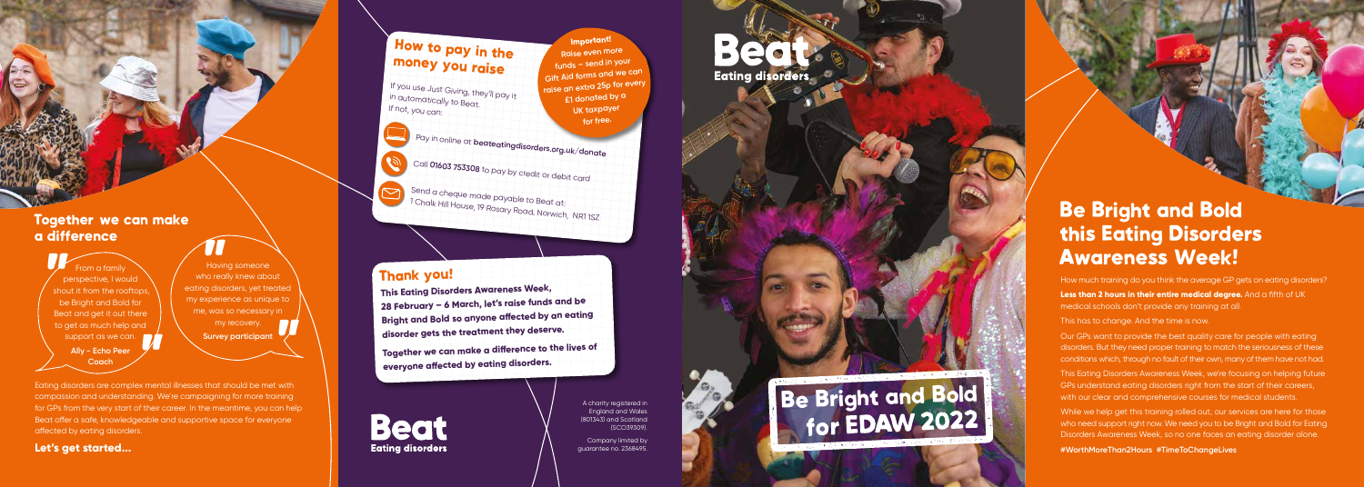## Together we can make a difference

> From a family perspective, I would shout it from the rooftops, be Bright and Bold for Beat and get it out there to get as much help and support as we can.
>
> **Ally - Echo Peer Coach**

> Having someone who really knew about eating disorders, yet treated my experience as unique to me, was so necessary in my recovery.
>
> **Survey participant**

Eating disorders are complex mental illnesses that should be met with compassion and understanding. We're campaigning for more training for GPs from the very start of their career. In the meantime, you can help Beat offer a safe, knowledgeable and supportive space for everyone affected by eating disorders.

**Let's get started...**

## How to pay in the money you raise

If you use Just Giving, they'll pay it in automatically to Beat. If not, you can:

- Pay in online at **beateatingdisorders.org.uk/donate**
- Call **01603 753308** to pay by credit or debit card
- Send a cheque made payable to Beat at: 1 Chalk Hill House, 19 Rosary Road, Norwich, NR1 1SZ

**Important!** Raise even more funds – send in your Gift Aid forms and we can raise an extra 25p for every £1 donated by a UK taxpayer for free.

## Thank you!

**This Eating Disorders Awareness Week, 28 February – 6 March, let's raise funds and be Bright and Bold so anyone affected by an eating disorder gets the treatment they deserve.**

**Together we can make a difference to the lives of everyone affected by eating disorders.**

Beat Eating disorders

A charity registered in England and Wales (801343) and Scotland (SC039309).

Company limited by guarantee no. 2368495.

# Beat Eating disorders

# Be Bright and Bold for EDAW 2022

## Be Bright and Bold this Eating Disorders Awareness Week!

How much training do you think the average GP gets on eating disorders?

**Less than 2 hours in their entire medical degree.** And a fifth of UK medical schools don't provide any training at all.

This has to change. And the time is now.

Our GPs want to provide the best quality care for people with eating disorders. But they need proper training to match the seriousness of these conditions which, through no fault of their own, many of them have not had.

This Eating Disorders Awareness Week, we're focusing on helping future GPs understand eating disorders right from the start of their careers, with our clear and comprehensive courses for medical students.

While we help get this training rolled out, our services are here for those who need support right now. We need you to be Bright and Bold for Eating Disorders Awareness Week, so no one faces an eating disorder alone.

**#WorthMoreThan2Hours #TimeToChangeLives**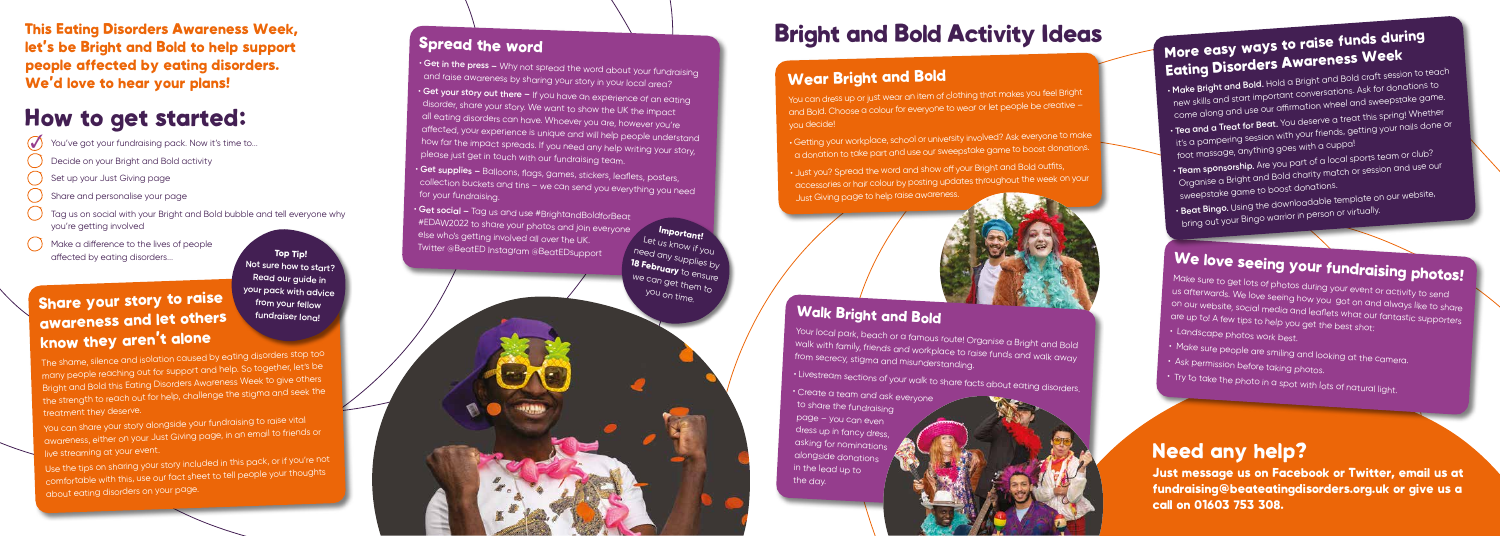**This Eating Disorders Awareness Week, let's be Bright and Bold to help support people affected by eating disorders. We'd love to hear your plans!**

# How to get started:

- [x] You've got your fundraising pack. Now it's time to...
- [ ] Decide on your Bright and Bold activity
- [ ] Set up your Just Giving page
- [ ] Share and personalise your page
- [ ] Tag us on social with your Bright and Bold bubble and tell everyone why you're getting involved
- [ ] Make a difference to the lives of people affected by eating disorders...

**Top Tip!**
**Not sure how to start? Read our guide in your pack with advice from your fellow fundraiser Iona!**

## Share your story to raise awareness and let others know they aren't alone

The shame, silence and isolation caused by eating disorders stop too many people reaching out for support and help. So together, let's be Bright and Bold this Eating Disorders Awareness Week to give others the strength to reach out for help, challenge the stigma and seek the treatment they deserve.

You can share your story alongside your fundraising to raise vital awareness, either on your Just Giving page, in an email to friends or live streaming at your event.

Use the tips on sharing your story included in this pack, or if you're not comfortable with this, use our fact sheet to tell people your thoughts about eating disorders on your page.

## Spread the word

Why not spread the word about your fundraising and raise awareness by sharing your story in your local area?

- **Get in the press –** Why not spread the word about your fundraising and raise awareness by sharing your story in your local area?
- **Get your story out there –** If you have an experience of an eating disorder, share your story. We want to show the UK the impact all eating disorders can have. Whoever you are, however you're affected, your experience is unique and will help people understand how far the impact spreads. If you need any help writing your story, please just get in touch with our fundraising team.
- **Get supplies –** Balloons, flags, games, stickers, leaflets, posters, collection buckets and tins – we can send you everything you need for your fundraising.
- **Get social –** Tag us and use #BrightandBoldforBeat #EDAW2022 to share your photos and join everyone else who's getting involved all over the UK. Twitter @BeatED Instagram @BeatEDsupport

**Important!**
Let us know if you need any supplies by **18 February** to ensure we can get them to you on time.

# Bright and Bold Activity Ideas

## Wear Bright and Bold

You can dress up or just wear an item of clothing that makes you feel Bright and Bold. Choose a colour for everyone to wear or let people be creative – you decide!

- Getting your workplace, school or university involved? Ask everyone to make a donation to take part and use our sweepstake game to boost donations.
- Just you? Spread the word and show off your Bright and Bold outfits, accessories or hair colour by posting updates throughout the week on your Just Giving page to help raise awareness.

## Walk Bright and Bold

Your local park, beach or a famous route! Organise a Bright and Bold walk with family, friends and workplace to raise funds and walk away from secrecy, stigma and misunderstanding.

- Livestream sections of your walk to share facts about eating disorders.
- Create a team and ask everyone to share the fundraising page – you can even dress up in fancy dress, asking for nominations alongside donations in the lead up to the day.

## More easy ways to raise funds during Eating Disorders Awareness Week

- **Make Bright and Bold.** Hold a Bright and Bold craft session to teach new skills and start important conversations. Ask for donations to come along and use our affirmation wheel and sweepstake game.
- **Tea and a Treat for Beat.** You deserve a treat this spring! Whether it's a pampering session with your friends, getting your nails done or foot massage, anything goes with a cuppa!
- **Team sponsorship.** Are you part of a local sports team or club? Organise a Bright and Bold charity match or session and use our sweepstake game to boost donations.
- **Beat Bingo.** Using the downloadable template on our website, bring out your Bingo warrior in person or virtually.

## We love seeing your fundraising photos!

Make sure to get lots of photos during your event or activity to send us afterwards. We love seeing how you got on and always like to share on our website, social media and leaflets what our fantastic supporters are up to! A few tips to help you get the best shot:

- Landscape photos work best.
- Make sure people are smiling and looking at the camera.
- Ask permission before taking photos.
- Try to take the photo in a spot with lots of natural light.

# Need any help?

**Just message us on Facebook or Twitter, email us at fundraising@beateatingdisorders.org.uk or give us a call on 01603 753 308.**